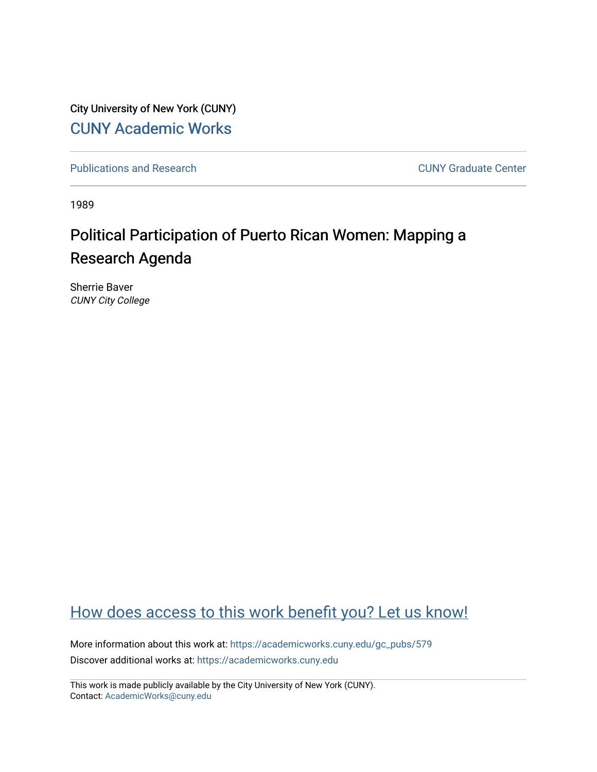City University of New York (CUNY)

CUNY Academic Works

Publications and Research

CUNY Graduate Center

1989

# Political Participation of Puerto Rican Women: Mapping a Research Agenda

Sherrie Baver

*CUNY City College*

How does access to this work benefit you? Let us know!

More information about this work at: https://academicworks.cuny.edu/gc_pubs/579

Discover additional works at: https://academicworks.cuny.edu

This work is made publicly available by the City University of New York (CUNY).
Contact: AcademicWorks@cuny.edu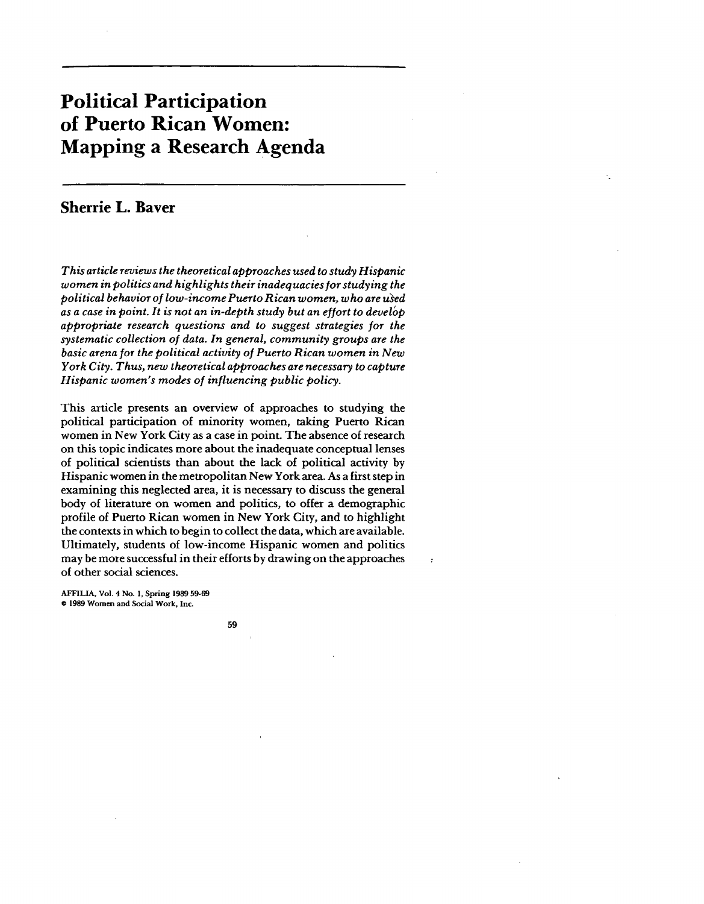# Political Participation of Puerto Rican Women: Mapping a Research Agenda

## Sherrie L. Baver

*This article reviews the theoretical approaches used to study Hispanic women in politics and highlights their inadequacies for studying the political behavior of low-income Puerto Rican women, who are used as a case in point. It is not an in-depth study but an effort to develop appropriate research questions and to suggest strategies for the systematic collection of data. In general, community groups are the basic arena for the political activity of Puerto Rican women in New York City. Thus, new theoretical approaches are necessary to capture Hispanic women's modes of influencing public policy.*

This article presents an overview of approaches to studying the political participation of minority women, taking Puerto Rican women in New York City as a case in point. The absence of research on this topic indicates more about the inadequate conceptual lenses of political scientists than about the lack of political activity by Hispanic women in the metropolitan New York area. As a first step in examining this neglected area, it is necessary to discuss the general body of literature on women and politics, to offer a demographic profile of Puerto Rican women in New York City, and to highlight the contexts in which to begin to collect the data, which are available. Ultimately, students of low-income Hispanic women and politics may be more successful in their efforts by drawing on the approaches of other social sciences.

AFFILIA, Vol. 4 No. 1, Spring 1989 59-69
© 1989 Women and Social Work, Inc.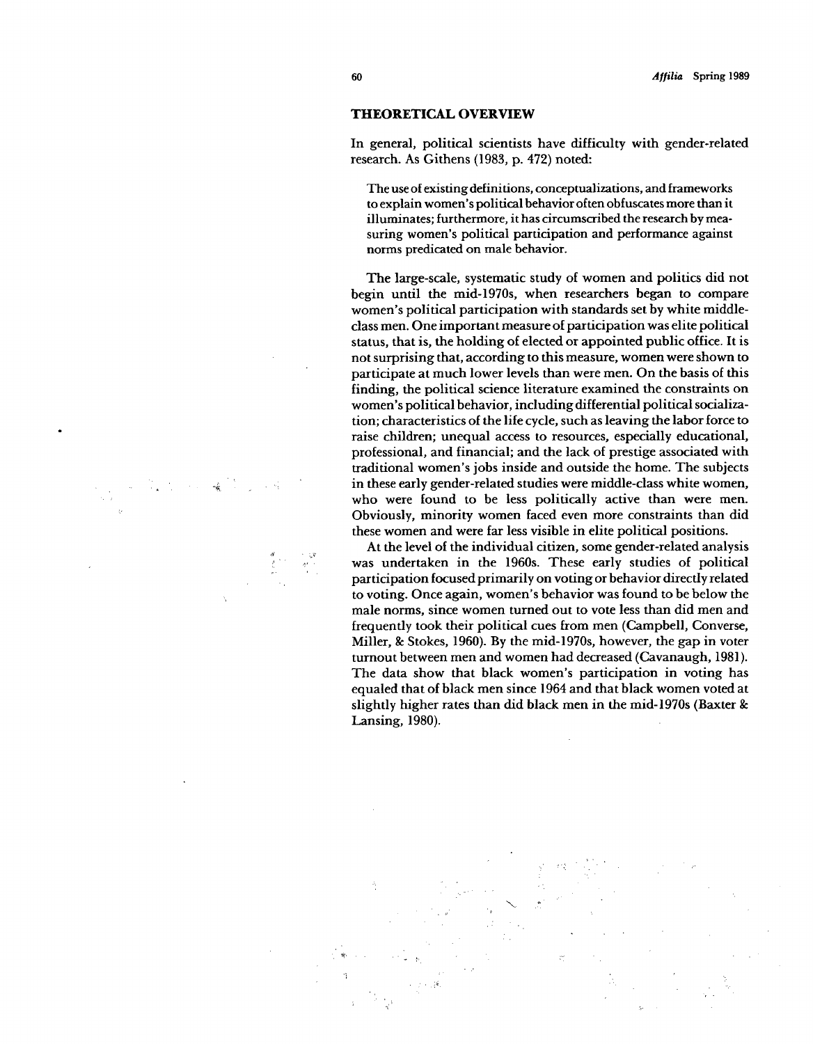## THEORETICAL OVERVIEW

In general, political scientists have difficulty with gender-related research. As Githens (1983, p. 472) noted:

> The use of existing definitions, conceptualizations, and frameworks to explain women's political behavior often obfuscates more than it illuminates; furthermore, it has circumscribed the research by measuring women's political participation and performance against norms predicated on male behavior.

The large-scale, systematic study of women and politics did not begin until the mid-1970s, when researchers began to compare women's political participation with standards set by white middle-class men. One important measure of participation was elite political status, that is, the holding of elected or appointed public office. It is not surprising that, according to this measure, women were shown to participate at much lower levels than were men. On the basis of this finding, the political science literature examined the constraints on women's political behavior, including differential political socialization; characteristics of the life cycle, such as leaving the labor force to raise children; unequal access to resources, especially educational, professional, and financial; and the lack of prestige associated with traditional women's jobs inside and outside the home. The subjects in these early gender-related studies were middle-class white women, who were found to be less politically active than were men. Obviously, minority women faced even more constraints than did these women and were far less visible in elite political positions.

At the level of the individual citizen, some gender-related analysis was undertaken in the 1960s. These early studies of political participation focused primarily on voting or behavior directly related to voting. Once again, women's behavior was found to be below the male norms, since women turned out to vote less than did men and frequently took their political cues from men (Campbell, Converse, Miller, & Stokes, 1960). By the mid-1970s, however, the gap in voter turnout between men and women had decreased (Cavanaugh, 1981). The data show that black women's participation in voting has equaled that of black men since 1964 and that black women voted at slightly higher rates than did black men in the mid-1970s (Baxter & Lansing, 1980).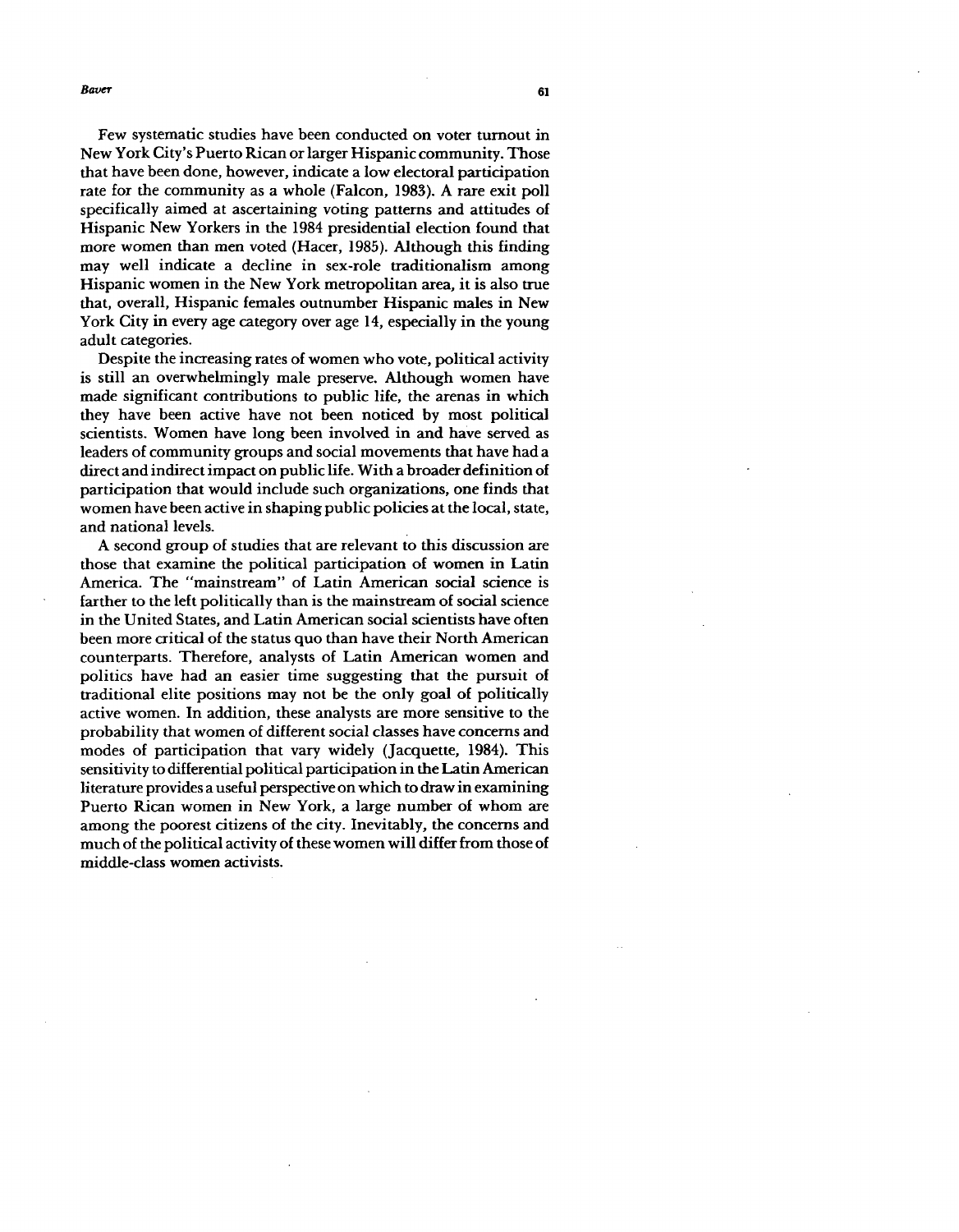Few systematic studies have been conducted on voter turnout in New York City's Puerto Rican or larger Hispanic community. Those that have been done, however, indicate a low electoral participation rate for the community as a whole (Falcon, 1983). A rare exit poll specifically aimed at ascertaining voting patterns and attitudes of Hispanic New Yorkers in the 1984 presidential election found that more women than men voted (Hacer, 1985). Although this finding may well indicate a decline in sex-role traditionalism among Hispanic women in the New York metropolitan area, it is also true that, overall, Hispanic females outnumber Hispanic males in New York City in every age category over age 14, especially in the young adult categories.

Despite the increasing rates of women who vote, political activity is still an overwhelmingly male preserve. Although women have made significant contributions to public life, the arenas in which they have been active have not been noticed by most political scientists. Women have long been involved in and have served as leaders of community groups and social movements that have had a direct and indirect impact on public life. With a broader definition of participation that would include such organizations, one finds that women have been active in shaping public policies at the local, state, and national levels.

A second group of studies that are relevant to this discussion are those that examine the political participation of women in Latin America. The "mainstream" of Latin American social science is farther to the left politically than is the mainstream of social science in the United States, and Latin American social scientists have often been more critical of the status quo than have their North American counterparts. Therefore, analysts of Latin American women and politics have had an easier time suggesting that the pursuit of traditional elite positions may not be the only goal of politically active women. In addition, these analysts are more sensitive to the probability that women of different social classes have concerns and modes of participation that vary widely (Jacquette, 1984). This sensitivity to differential political participation in the Latin American literature provides a useful perspective on which to draw in examining Puerto Rican women in New York, a large number of whom are among the poorest citizens of the city. Inevitably, the concerns and much of the political activity of these women will differ from those of middle-class women activists.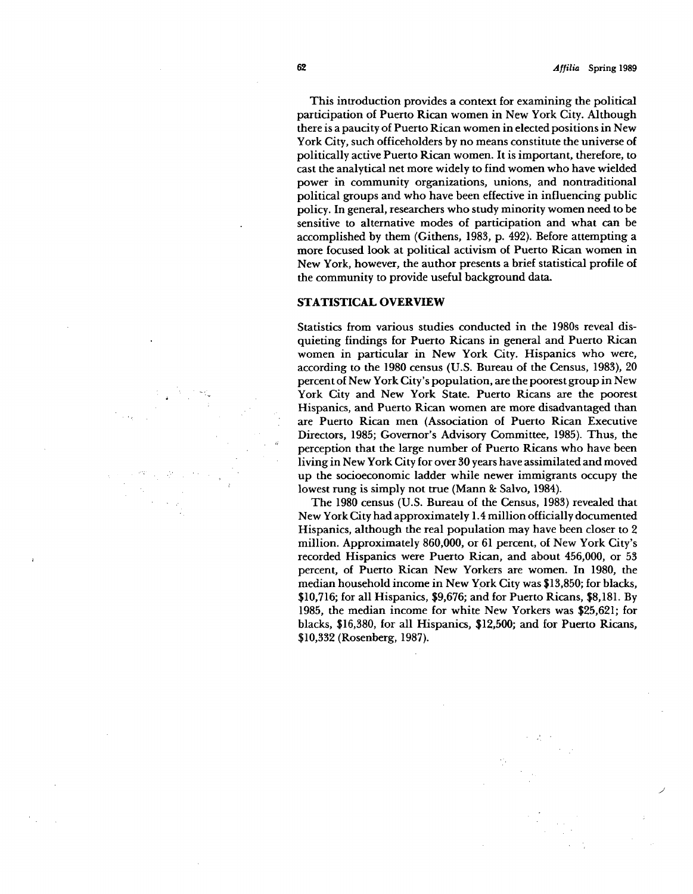This introduction provides a context for examining the political participation of Puerto Rican women in New York City. Although there is a paucity of Puerto Rican women in elected positions in New York City, such officeholders by no means constitute the universe of politically active Puerto Rican women. It is important, therefore, to cast the analytical net more widely to find women who have wielded power in community organizations, unions, and nontraditional political groups and who have been effective in influencing public policy. In general, researchers who study minority women need to be sensitive to alternative modes of participation and what can be accomplished by them (Githens, 1983, p. 492). Before attempting a more focused look at political activism of Puerto Rican women in New York, however, the author presents a brief statistical profile of the community to provide useful background data.

## STATISTICAL OVERVIEW

Statistics from various studies conducted in the 1980s reveal disquieting findings for Puerto Ricans in general and Puerto Rican women in particular in New York City. Hispanics who were, according to the 1980 census (U.S. Bureau of the Census, 1983), 20 percent of New York City's population, are the poorest group in New York City and New York State. Puerto Ricans are the poorest Hispanics, and Puerto Rican women are more disadvantaged than are Puerto Rican men (Association of Puerto Rican Executive Directors, 1985; Governor's Advisory Committee, 1985). Thus, the perception that the large number of Puerto Ricans who have been living in New York City for over 30 years have assimilated and moved up the socioeconomic ladder while newer immigrants occupy the lowest rung is simply not true (Mann & Salvo, 1984).

The 1980 census (U.S. Bureau of the Census, 1983) revealed that New York City had approximately 1.4 million officially documented Hispanics, although the real population may have been closer to 2 million. Approximately 860,000, or 61 percent, of New York City's recorded Hispanics were Puerto Rican, and about 456,000, or 53 percent, of Puerto Rican New Yorkers are women. In 1980, the median household income in New York City was $13,850; for blacks, $10,716; for all Hispanics, $9,676; and for Puerto Ricans, $8,181. By 1985, the median income for white New Yorkers was $25,621; for blacks, $16,380, for all Hispanics, $12,500; and for Puerto Ricans, $10,332 (Rosenberg, 1987).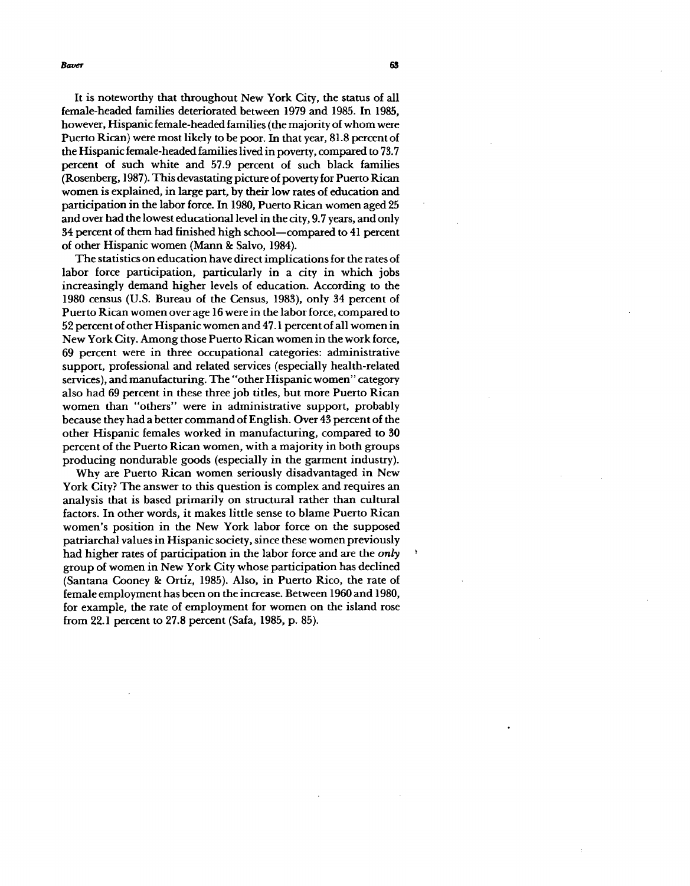It is noteworthy that throughout New York City, the status of all female-headed families deteriorated between 1979 and 1985. In 1985, however, Hispanic female-headed families (the majority of whom were Puerto Rican) were most likely to be poor. In that year, 81.8 percent of the Hispanic female-headed families lived in poverty, compared to 73.7 percent of such white and 57.9 percent of such black families (Rosenberg, 1987). This devastating picture of poverty for Puerto Rican women is explained, in large part, by their low rates of education and participation in the labor force. In 1980, Puerto Rican women aged 25 and over had the lowest educational level in the city, 9.7 years, and only 34 percent of them had finished high school—compared to 41 percent of other Hispanic women (Mann & Salvo, 1984).

The statistics on education have direct implications for the rates of labor force participation, particularly in a city in which jobs increasingly demand higher levels of education. According to the 1980 census (U.S. Bureau of the Census, 1983), only 34 percent of Puerto Rican women over age 16 were in the labor force, compared to 52 percent of other Hispanic women and 47.1 percent of all women in New York City. Among those Puerto Rican women in the work force, 69 percent were in three occupational categories: administrative support, professional and related services (especially health-related services), and manufacturing. The "other Hispanic women" category also had 69 percent in these three job titles, but more Puerto Rican women than "others" were in administrative support, probably because they had a better command of English. Over 43 percent of the other Hispanic females worked in manufacturing, compared to 30 percent of the Puerto Rican women, with a majority in both groups producing nondurable goods (especially in the garment industry).

Why are Puerto Rican women seriously disadvantaged in New York City? The answer to this question is complex and requires an analysis that is based primarily on structural rather than cultural factors. In other words, it makes little sense to blame Puerto Rican women's position in the New York labor force on the supposed patriarchal values in Hispanic society, since these women previously had higher rates of participation in the labor force and are the *only* group of women in New York City whose participation has declined (Santana Cooney & Ortíz, 1985). Also, in Puerto Rico, the rate of female employment has been on the increase. Between 1960 and 1980, for example, the rate of employment for women on the island rose from 22.1 percent to 27.8 percent (Safa, 1985, p. 85).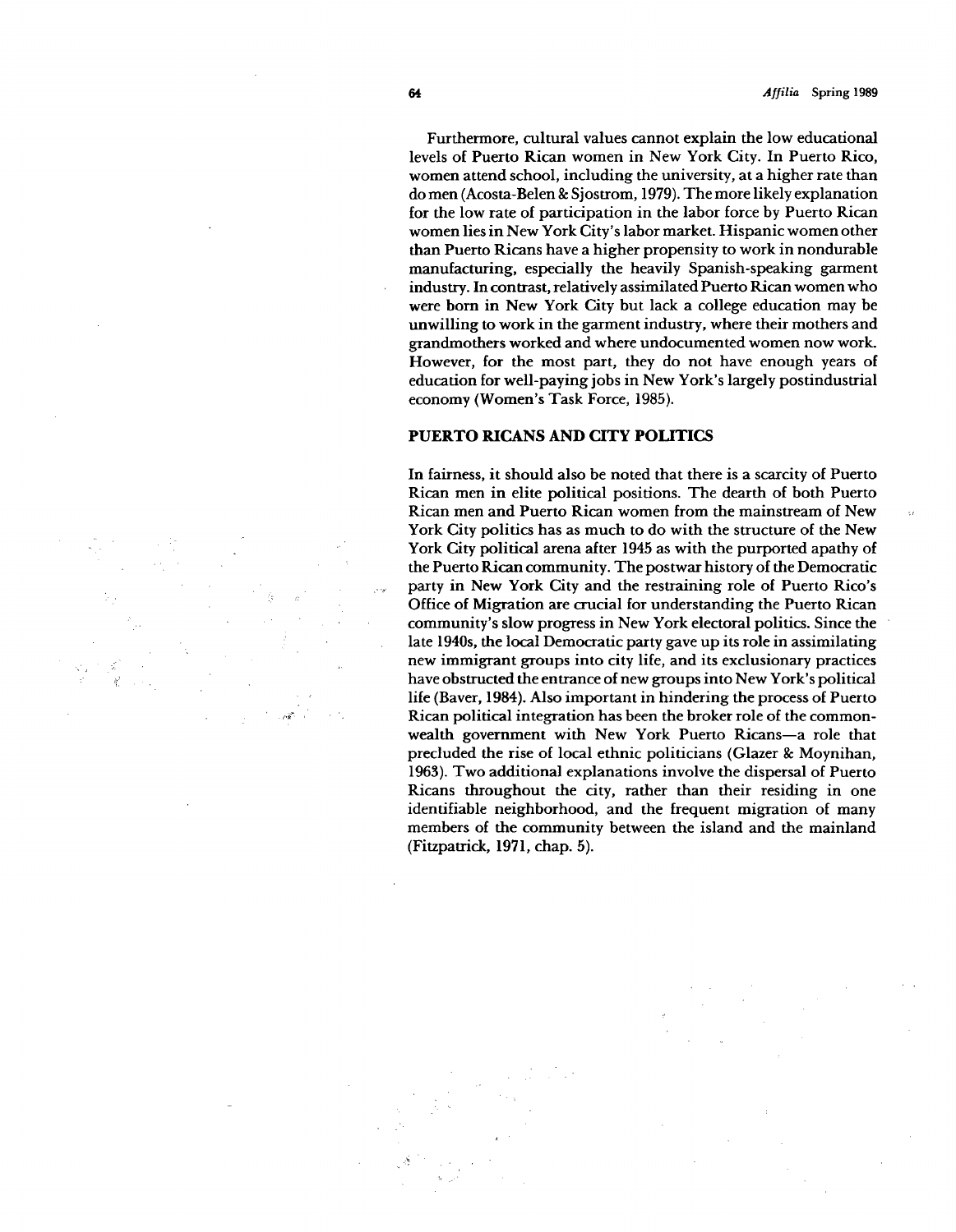Furthermore, cultural values cannot explain the low educational levels of Puerto Rican women in New York City. In Puerto Rico, women attend school, including the university, at a higher rate than do men (Acosta-Belen & Sjostrom, 1979). The more likely explanation for the low rate of participation in the labor force by Puerto Rican women lies in New York City's labor market. Hispanic women other than Puerto Ricans have a higher propensity to work in nondurable manufacturing, especially the heavily Spanish-speaking garment industry. In contrast, relatively assimilated Puerto Rican women who were born in New York City but lack a college education may be unwilling to work in the garment industry, where their mothers and grandmothers worked and where undocumented women now work. However, for the most part, they do not have enough years of education for well-paying jobs in New York's largely postindustrial economy (Women's Task Force, 1985).

## PUERTO RICANS AND CITY POLITICS

In fairness, it should also be noted that there is a scarcity of Puerto Rican men in elite political positions. The dearth of both Puerto Rican men and Puerto Rican women from the mainstream of New York City politics has as much to do with the structure of the New York City political arena after 1945 as with the purported apathy of the Puerto Rican community. The postwar history of the Democratic party in New York City and the restraining role of Puerto Rico's Office of Migration are crucial for understanding the Puerto Rican community's slow progress in New York electoral politics. Since the late 1940s, the local Democratic party gave up its role in assimilating new immigrant groups into city life, and its exclusionary practices have obstructed the entrance of new groups into New York's political life (Baver, 1984). Also important in hindering the process of Puerto Rican political integration has been the broker role of the commonwealth government with New York Puerto Ricans—a role that precluded the rise of local ethnic politicians (Glazer & Moynihan, 1963). Two additional explanations involve the dispersal of Puerto Ricans throughout the city, rather than their residing in one identifiable neighborhood, and the frequent migration of many members of the community between the island and the mainland (Fitzpatrick, 1971, chap. 5).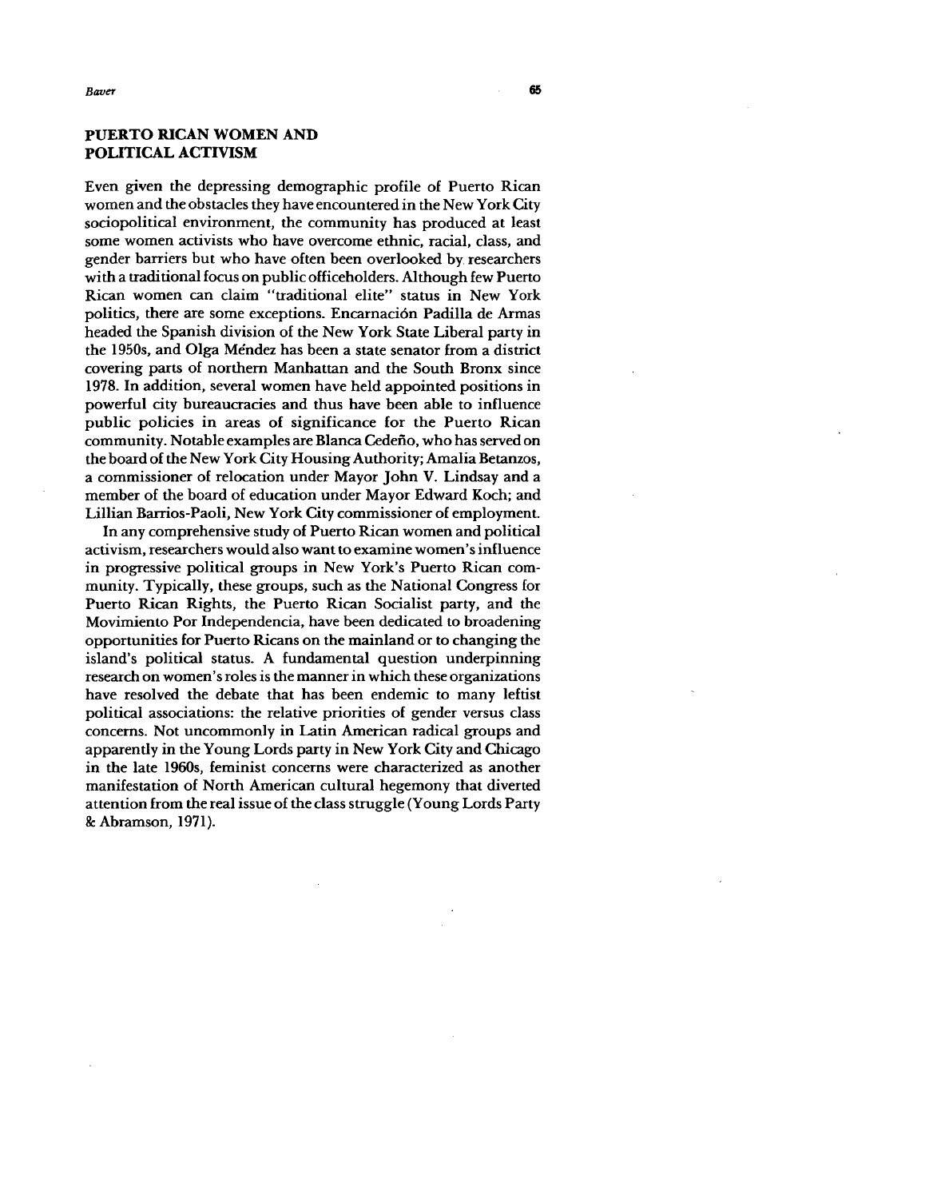## PUERTO RICAN WOMEN AND POLITICAL ACTIVISM

Even given the depressing demographic profile of Puerto Rican women and the obstacles they have encountered in the New York City sociopolitical environment, the community has produced at least some women activists who have overcome ethnic, racial, class, and gender barriers but who have often been overlooked by researchers with a traditional focus on public officeholders. Although few Puerto Rican women can claim "traditional elite" status in New York politics, there are some exceptions. Encarnación Padilla de Armas headed the Spanish division of the New York State Liberal party in the 1950s, and Olga Méndez has been a state senator from a district covering parts of northern Manhattan and the South Bronx since 1978. In addition, several women have held appointed positions in powerful city bureaucracies and thus have been able to influence public policies in areas of significance for the Puerto Rican community. Notable examples are Blanca Cedeño, who has served on the board of the New York City Housing Authority; Amalia Betanzos, a commissioner of relocation under Mayor John V. Lindsay and a member of the board of education under Mayor Edward Koch; and Lillian Barrios-Paoli, New York City commissioner of employment.

In any comprehensive study of Puerto Rican women and political activism, researchers would also want to examine women's influence in progressive political groups in New York's Puerto Rican community. Typically, these groups, such as the National Congress for Puerto Rican Rights, the Puerto Rican Socialist party, and the Movimiento Por Independencia, have been dedicated to broadening opportunities for Puerto Ricans on the mainland or to changing the island's political status. A fundamental question underpinning research on women's roles is the manner in which these organizations have resolved the debate that has been endemic to many leftist political associations: the relative priorities of gender versus class concerns. Not uncommonly in Latin American radical groups and apparently in the Young Lords party in New York City and Chicago in the late 1960s, feminist concerns were characterized as another manifestation of North American cultural hegemony that diverted attention from the real issue of the class struggle (Young Lords Party & Abramson, 1971).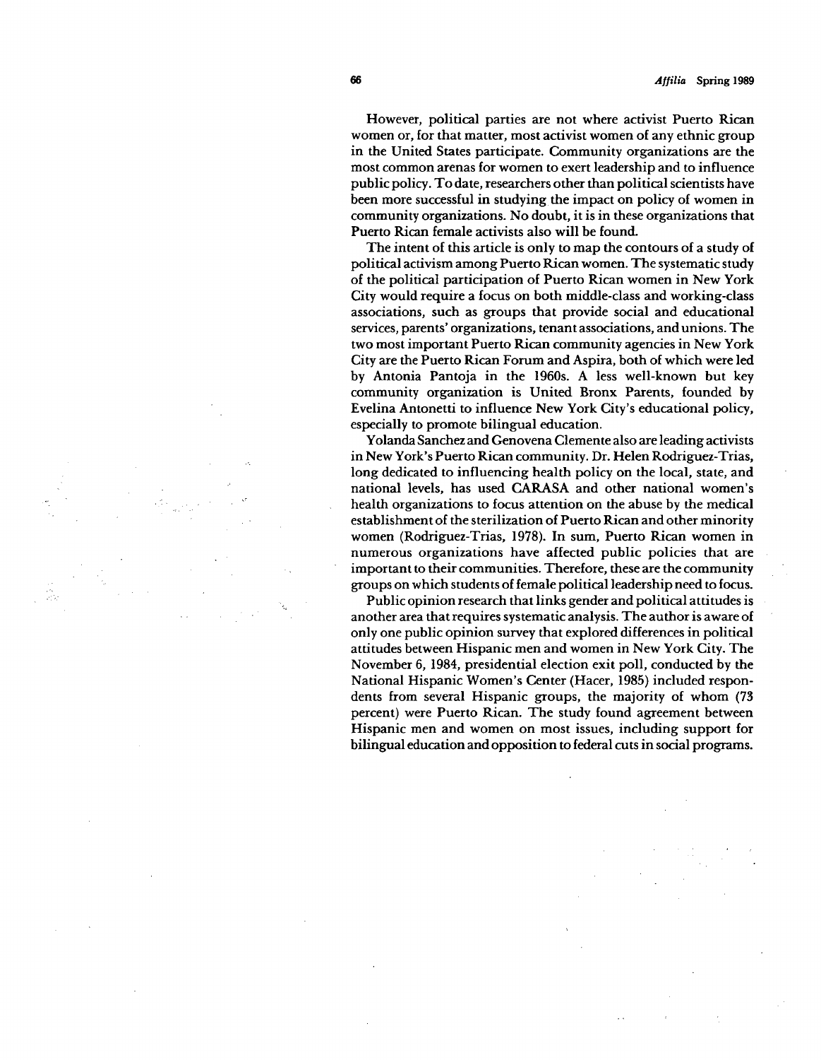However, political parties are not where activist Puerto Rican women or, for that matter, most activist women of any ethnic group in the United States participate. Community organizations are the most common arenas for women to exert leadership and to influence public policy. To date, researchers other than political scientists have been more successful in studying the impact on policy of women in community organizations. No doubt, it is in these organizations that Puerto Rican female activists also will be found.

The intent of this article is only to map the contours of a study of political activism among Puerto Rican women. The systematic study of the political participation of Puerto Rican women in New York City would require a focus on both middle-class and working-class associations, such as groups that provide social and educational services, parents' organizations, tenant associations, and unions. The two most important Puerto Rican community agencies in New York City are the Puerto Rican Forum and Aspira, both of which were led by Antonia Pantoja in the 1960s. A less well-known but key community organization is United Bronx Parents, founded by Evelina Antonetti to influence New York City's educational policy, especially to promote bilingual education.

Yolanda Sanchez and Genovena Clemente also are leading activists in New York's Puerto Rican community. Dr. Helen Rodriguez-Trias, long dedicated to influencing health policy on the local, state, and national levels, has used CARASA and other national women's health organizations to focus attention on the abuse by the medical establishment of the sterilization of Puerto Rican and other minority women (Rodriguez-Trias, 1978). In sum, Puerto Rican women in numerous organizations have affected public policies that are important to their communities. Therefore, these are the community groups on which students of female political leadership need to focus.

Public opinion research that links gender and political attitudes is another area that requires systematic analysis. The author is aware of only one public opinion survey that explored differences in political attitudes between Hispanic men and women in New York City. The November 6, 1984, presidential election exit poll, conducted by the National Hispanic Women's Center (Hacer, 1985) included respondents from several Hispanic groups, the majority of whom (73 percent) were Puerto Rican. The study found agreement between Hispanic men and women on most issues, including support for bilingual education and opposition to federal cuts in social programs.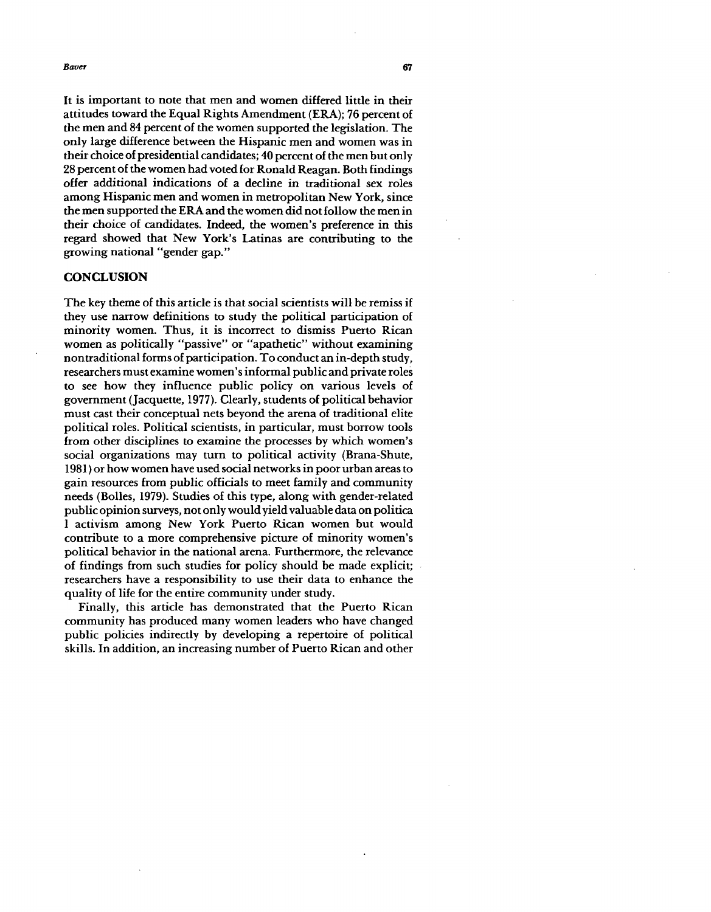It is important to note that men and women differed little in their attitudes toward the Equal Rights Amendment (ERA); 76 percent of the men and 84 percent of the women supported the legislation. The only large difference between the Hispanic men and women was in their choice of presidential candidates; 40 percent of the men but only 28 percent of the women had voted for Ronald Reagan. Both findings offer additional indications of a decline in traditional sex roles among Hispanic men and women in metropolitan New York, since the men supported the ERA and the women did not follow the men in their choice of candidates. Indeed, the women's preference in this regard showed that New York's Latinas are contributing to the growing national "gender gap."

## CONCLUSION

The key theme of this article is that social scientists will be remiss if they use narrow definitions to study the political participation of minority women. Thus, it is incorrect to dismiss Puerto Rican women as politically "passive" or "apathetic" without examining nontraditional forms of participation. To conduct an in-depth study, researchers must examine women's informal public and private roles to see how they influence public policy on various levels of government (Jacquette, 1977). Clearly, students of political behavior must cast their conceptual nets beyond the arena of traditional elite political roles. Political scientists, in particular, must borrow tools from other disciplines to examine the processes by which women's social organizations may turn to political activity (Brana-Shute, 1981) or how women have used social networks in poor urban areas to gain resources from public officials to meet family and community needs (Bolles, 1979). Studies of this type, along with gender-related public opinion surveys, not only would yield valuable data on politica l activism among New York Puerto Rican women but would contribute to a more comprehensive picture of minority women's political behavior in the national arena. Furthermore, the relevance of findings from such studies for policy should be made explicit; researchers have a responsibility to use their data to enhance the quality of life for the entire community under study.

Finally, this article has demonstrated that the Puerto Rican community has produced many women leaders who have changed public policies indirectly by developing a repertoire of political skills. In addition, an increasing number of Puerto Rican and other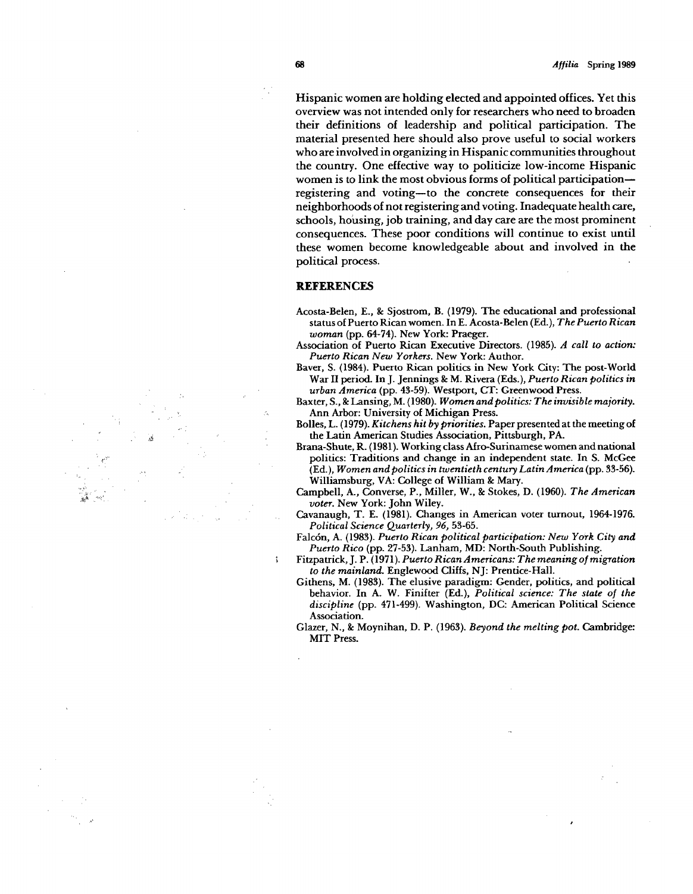Hispanic women are holding elected and appointed offices. Yet this overview was not intended only for researchers who need to broaden their definitions of leadership and political participation. The material presented here should also prove useful to social workers who are involved in organizing in Hispanic communities throughout the country. One effective way to politicize low-income Hispanic women is to link the most obvious forms of political participation—registering and voting—to the concrete consequences for their neighborhoods of not registering and voting. Inadequate health care, schools, housing, job training, and day care are the most prominent consequences. These poor conditions will continue to exist until these women become knowledgeable about and involved in the political process.

## REFERENCES

Acosta-Belen, E., & Sjostrom, B. (1979). The educational and professional status of Puerto Rican women. In E. Acosta-Belen (Ed.), *The Puerto Rican woman* (pp. 64-74). New York: Praeger.

Association of Puerto Rican Executive Directors. (1985). *A call to action: Puerto Rican New Yorkers*. New York: Author.

Baver, S. (1984). Puerto Rican politics in New York City: The post-World War II period. In J. Jennings & M. Rivera (Eds.), *Puerto Rican politics in urban America* (pp. 43-59). Westport, CT: Greenwood Press.

Baxter, S., & Lansing, M. (1980). *Women and politics: The invisible majority*. Ann Arbor: University of Michigan Press.

Bolles, L. (1979). *Kitchens hit by priorities*. Paper presented at the meeting of the Latin American Studies Association, Pittsburgh, PA.

Brana-Shute, R. (1981). Working class Afro-Surinamese women and national politics: Traditions and change in an independent state. In S. McGee (Ed.), *Women and politics in twentieth century Latin America* (pp. 33-56). Williamsburg, VA: College of William & Mary.

Campbell, A., Converse, P., Miller, W., & Stokes, D. (1960). *The American voter*. New York: John Wiley.

Cavanaugh, T. E. (1981). Changes in American voter turnout, 1964-1976. *Political Science Quarterly, 96*, 53-65.

Falcón, A. (1983). *Puerto Rican political participation: New York City and Puerto Rico* (pp. 27-53). Lanham, MD: North-South Publishing.

Fitzpatrick, J. P. (1971). *Puerto Rican Americans: The meaning of migration to the mainland*. Englewood Cliffs, NJ: Prentice-Hall.

Githens, M. (1983). The elusive paradigm: Gender, politics, and political behavior. In A. W. Finifter (Ed.), *Political science: The state of the discipline* (pp. 471-499). Washington, DC: American Political Science Association.

Glazer, N., & Moynihan, D. P. (1963). *Beyond the melting pot*. Cambridge: MIT Press.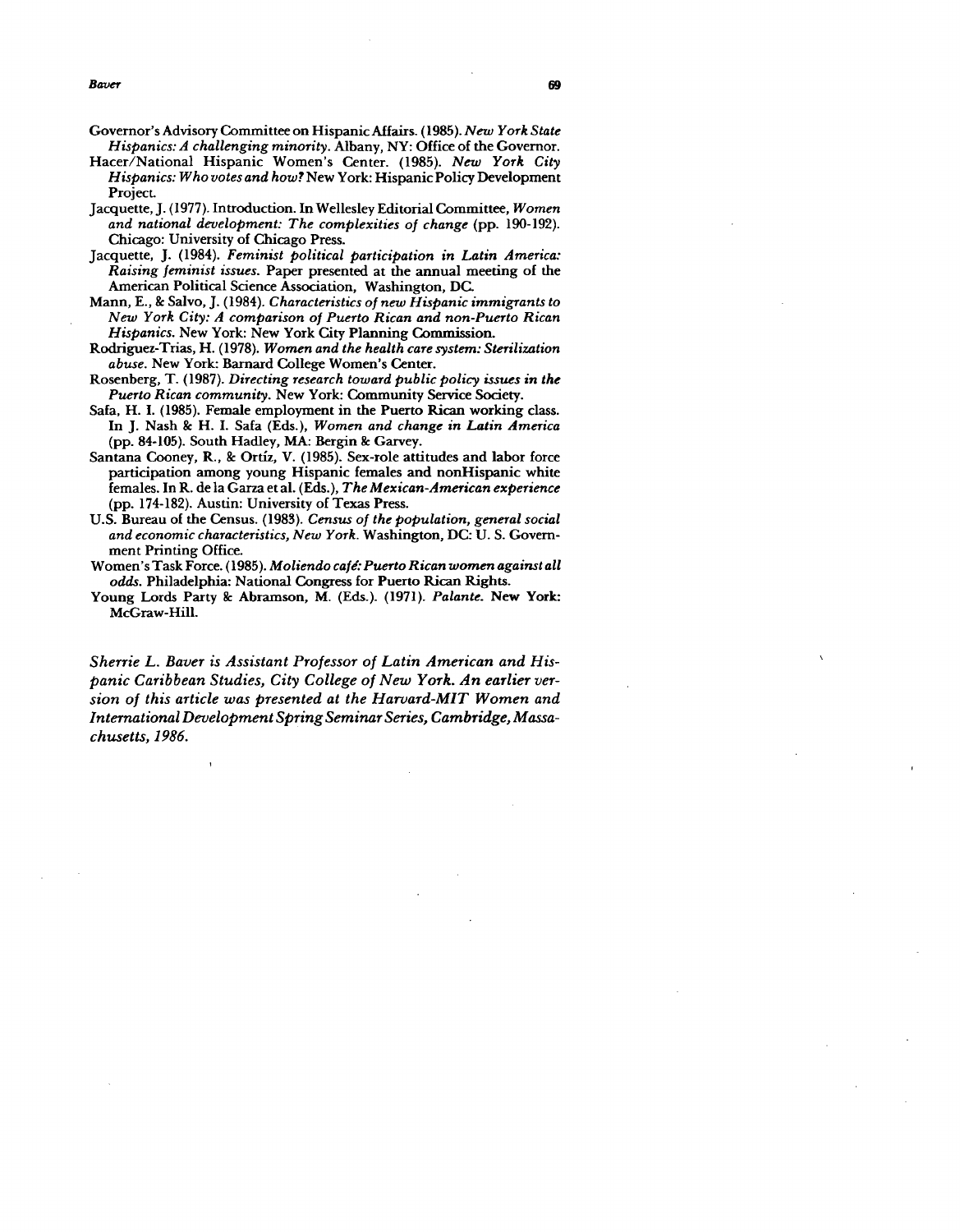Governor's Advisory Committee on Hispanic Affairs. (1985). *New York State Hispanics: A challenging minority*. Albany, NY: Office of the Governor.

Hacer/National Hispanic Women's Center. (1985). *New York City Hispanics: Who votes and how?* New York: Hispanic Policy Development Project.

Jacquette, J. (1977). Introduction. In Wellesley Editorial Committee, *Women and national development: The complexities of change* (pp. 190-192). Chicago: University of Chicago Press.

Jacquette, J. (1984). *Feminist political participation in Latin America: Raising feminist issues*. Paper presented at the annual meeting of the American Political Science Association, Washington, DC.

Mann, E., & Salvo, J. (1984). *Characteristics of new Hispanic immigrants to New York City: A comparison of Puerto Rican and non-Puerto Rican Hispanics*. New York: New York City Planning Commission.

Rodriguez-Trias, H. (1978). *Women and the health care system: Sterilization abuse*. New York: Barnard College Women's Center.

Rosenberg, T. (1987). *Directing research toward public policy issues in the Puerto Rican community*. New York: Community Service Society.

Safa, H. I. (1985). Female employment in the Puerto Rican working class. In J. Nash & H. I. Safa (Eds.), *Women and change in Latin America* (pp. 84-105). South Hadley, MA: Bergin & Garvey.

Santana Cooney, R., & Ortíz, V. (1985). Sex-role attitudes and labor force participation among young Hispanic females and nonHispanic white females. In R. de la Garza et al. (Eds.), *The Mexican-American experience* (pp. 174-182). Austin: University of Texas Press.

U.S. Bureau of the Census. (1983). *Census of the population, general social and economic characteristics, New York*. Washington, DC: U. S. Government Printing Office.

Women's Task Force. (1985). *Moliendo café: Puerto Rican women against all odds*. Philadelphia: National Congress for Puerto Rican Rights.

Young Lords Party & Abramson, M. (Eds.). (1971). *Palante*. New York: McGraw-Hill.

*Sherrie L. Baver is Assistant Professor of Latin American and Hispanic Caribbean Studies, City College of New York. An earlier version of this article was presented at the Harvard-MIT Women and International Development Spring Seminar Series, Cambridge, Massachusetts, 1986.*